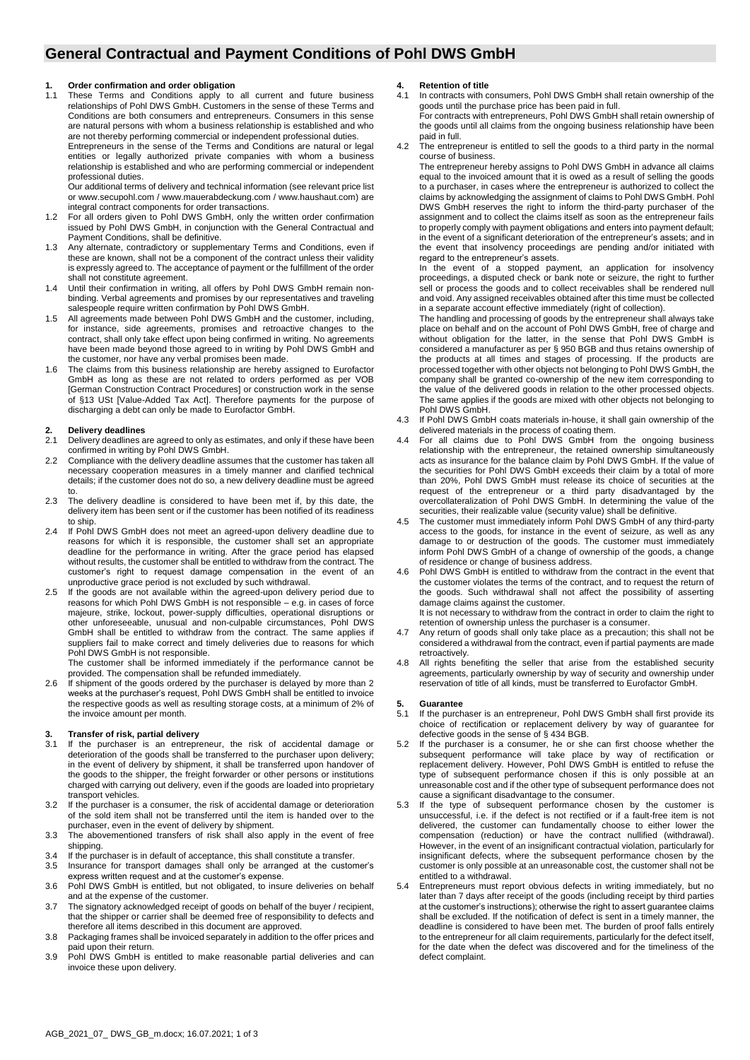# General Contractual and Payment Conditions of Pohl DWS GmbH

## 1. Order confirmation and order obligation

1.1 These Terms and Conditions apply to all current and future business relationships of Pohl DWS GmbH. Customers in the sense of these Terms and Conditions are both consumers and entrepreneurs. Consumers in this sense are natural persons with whom a business relationship is established and who are not thereby performing commercial or independent professional duties. Entrepreneurs in the sense of the Terms and Conditions are natural or legal entities or legally authorized private companies with whom a business relationship is established and who are performing commercial or independent professional duties.
Our additional terms of delivery and technical information (see relevant price list or www.secupohl.com / www.mauerabdeckung.com / www.haushaut.com) are integral contract components for order transactions.

1.2 For all orders given to Pohl DWS GmbH, only the written order confirmation issued by Pohl DWS GmbH, in conjunction with the General Contractual and Payment Conditions, shall be definitive.

1.3 Any alternate, contradictory or supplementary Terms and Conditions, even if these are known, shall not be a component of the contract unless their validity is expressly agreed to. The acceptance of payment or the fulfillment of the order shall not constitute agreement.

1.4 Until their confirmation in writing, all offers by Pohl DWS GmbH remain non-binding. Verbal agreements and promises by our representatives and traveling salespeople require written confirmation by Pohl DWS GmbH.

1.5 All agreements made between Pohl DWS GmbH and the customer, including, for instance, side agreements, promises and retroactive changes to the contract, shall only take effect upon being confirmed in writing. No agreements have been made beyond those agreed to in writing by Pohl DWS GmbH and the customer, nor have any verbal promises been made.

1.6 The claims from this business relationship are hereby assigned to Eurofactor GmbH as long as these are not related to orders performed as per VOB [German Construction Contract Procedures] or construction work in the sense of §13 USt [Value-Added Tax Act]. Therefore payments for the purpose of discharging a debt can only be made to Eurofactor GmbH.

## 2. Delivery deadlines

2.1 Delivery deadlines are agreed to only as estimates, and only if these have been confirmed in writing by Pohl DWS GmbH.

2.2 Compliance with the delivery deadline assumes that the customer has taken all necessary cooperation measures in a timely manner and clarified technical details; if the customer does not do so, a new delivery deadline must be agreed to.

2.3 The delivery deadline is considered to have been met if, by this date, the delivery item has been sent or if the customer has been notified of its readiness to ship.

2.4 If Pohl DWS GmbH does not meet an agreed-upon delivery deadline due to reasons for which it is responsible, the customer shall set an appropriate deadline for the performance in writing. After the grace period has elapsed without results, the customer shall be entitled to withdraw from the contract. The customer's right to request damage compensation in the event of an unproductive grace period is not excluded by such withdrawal.

2.5 If the goods are not available within the agreed-upon delivery period due to reasons for which Pohl DWS GmbH is not responsible – e.g. in cases of force majeure, strike, lockout, power-supply difficulties, operational disruptions or other unforeseeable, unusual and non-culpable circumstances, Pohl DWS GmbH shall be entitled to withdraw from the contract. The same applies if suppliers fail to make correct and timely deliveries due to reasons for which Pohl DWS GmbH is not responsible.
The customer shall be informed immediately if the performance cannot be provided. The compensation shall be refunded immediately.

2.6 If shipment of the goods ordered by the purchaser is delayed by more than 2 weeks at the purchaser's request, Pohl DWS GmbH shall be entitled to invoice the respective goods as well as resulting storage costs, at a minimum of 2% of the invoice amount per month.

## 3. Transfer of risk, partial delivery

3.1 If the purchaser is an entrepreneur, the risk of accidental damage or deterioration of the goods shall be transferred to the purchaser upon delivery; in the event of delivery by shipment, it shall be transferred upon handover of the goods to the shipper, the freight forwarder or other persons or institutions charged with carrying out delivery, even if the goods are loaded into proprietary transport vehicles.

3.2 If the purchaser is a consumer, the risk of accidental damage or deterioration of the sold item shall not be transferred until the item is handed over to the purchaser, even in the event of delivery by shipment.

3.3 The abovementioned transfers of risk shall also apply in the event of free shipping.

3.4 If the purchaser is in default of acceptance, this shall constitute a transfer.

3.5 Insurance for transport damages shall only be arranged at the customer's express written request and at the customer's expense.

3.6 Pohl DWS GmbH is entitled, but not obligated, to insure deliveries on behalf and at the expense of the customer.

3.7 The signatory acknowledged receipt of goods on behalf of the buyer / recipient, that the shipper or carrier shall be deemed free of responsibility to defects and therefore all items described in this document are approved.

3.8 Packaging frames shall be invoiced separately in addition to the offer prices and paid upon their return.

3.9 Pohl DWS GmbH is entitled to make reasonable partial deliveries and can invoice these upon delivery.

## 4. Retention of title

4.1 In contracts with consumers, Pohl DWS GmbH shall retain ownership of the goods until the purchase price has been paid in full.
For contracts with entrepreneurs, Pohl DWS GmbH shall retain ownership of the goods until all claims from the ongoing business relationship have been paid in full.

4.2 The entrepreneur is entitled to sell the goods to a third party in the normal course of business.
The entrepreneur hereby assigns to Pohl DWS GmbH in advance all claims equal to the invoiced amount that it is owed as a result of selling the goods to a purchaser, in cases where the entrepreneur is authorized to collect the claims by acknowledging the assignment of claims to Pohl DWS GmbH. Pohl DWS GmbH reserves the right to inform the third-party purchaser of the assignment and to collect the claims itself as soon as the entrepreneur fails to properly comply with payment obligations and enters into payment default; in the event of a significant deterioration of the entrepreneur's assets; and in the event that insolvency proceedings are pending and/or initiated with regard to the entrepreneur's assets.
In the event of a stopped payment, an application for insolvency proceedings, a disputed check or bank note or seizure, the right to further sell or process the goods and to collect receivables shall be rendered null and void. Any assigned receivables obtained after this time must be collected in a separate account effective immediately (right of collection).
The handling and processing of goods by the entrepreneur shall always take place on behalf and on the account of Pohl DWS GmbH, free of charge and without obligation for the latter, in the sense that Pohl DWS GmbH is considered a manufacturer as per § 950 BGB and thus retains ownership of the products at all times and stages of processing. If the products are processed together with other objects not belonging to Pohl DWS GmbH, the company shall be granted co-ownership of the new item corresponding to the value of the delivered goods in relation to the other processed objects. The same applies if the goods are mixed with other objects not belonging to Pohl DWS GmbH.

4.3 If Pohl DWS GmbH coats materials in-house, it shall gain ownership of the delivered materials in the process of coating them.

4.4 For all claims due to Pohl DWS GmbH from the ongoing business relationship with the entrepreneur, the retained ownership simultaneously acts as insurance for the balance claim by Pohl DWS GmbH. If the value of the securities for Pohl DWS GmbH exceeds their claim by a total of more than 20%, Pohl DWS GmbH must release its choice of securities at the request of the entrepreneur or a third party disadvantaged by the overcollateralization of Pohl DWS GmbH. In determining the value of the securities, their realizable value (security value) shall be definitive.

4.5 The customer must immediately inform Pohl DWS GmbH of any third-party access to the goods, for instance in the event of seizure, as well as any damage to or destruction of the goods. The customer must immediately inform Pohl DWS GmbH of a change of ownership of the goods, a change of residence or change of business address.

4.6 Pohl DWS GmbH is entitled to withdraw from the contract in the event that the customer violates the terms of the contract, and to request the return of the goods. Such withdrawal shall not affect the possibility of asserting damage claims against the customer.
It is not necessary to withdraw from the contract in order to claim the right to retention of ownership unless the purchaser is a consumer.

4.7 Any return of goods shall only take place as a precaution; this shall not be considered a withdrawal from the contract, even if partial payments are made retroactively.

4.8 All rights benefiting the seller that arise from the established security agreements, particularly ownership by way of security and ownership under reservation of title of all kinds, must be transferred to Eurofactor GmbH.

## 5. Guarantee

5.1 If the purchaser is an entrepreneur, Pohl DWS GmbH shall first provide its choice of rectification or replacement delivery by way of guarantee for defective goods in the sense of § 434 BGB.

5.2 If the purchaser is a consumer, he or she can first choose whether the subsequent performance will take place by way of rectification or replacement delivery. However, Pohl DWS GmbH is entitled to refuse the type of subsequent performance chosen if this is only possible at an unreasonable cost and if the other type of subsequent performance does not cause a significant disadvantage to the consumer.

5.3 If the type of subsequent performance chosen by the customer is unsuccessful, i.e. if the defect is not rectified or if a fault-free item is not delivered, the customer can fundamentally choose to either lower the compensation (reduction) or have the contract nullified (withdrawal). However, in the event of an insignificant contractual violation, particularly for insignificant defects, where the subsequent performance chosen by the customer is only possible at an unreasonable cost, the customer shall not be entitled to a withdrawal.

5.4 Entrepreneurs must report obvious defects in writing immediately, but no later than 7 days after receipt of the goods (including receipt by third parties at the customer's instructions); otherwise the right to assert guarantee claims shall be excluded. If the notification of defect is sent in a timely manner, the deadline is considered to have been met. The burden of proof falls entirely to the entrepreneur for all claim requirements, particularly for the defect itself, for the date when the defect was discovered and for the timeliness of the defect complaint.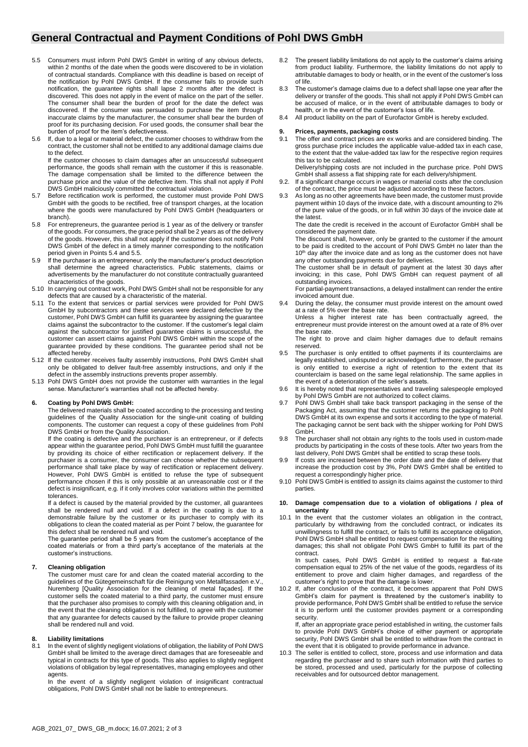# General Contractual and Payment Conditions of Pohl DWS GmbH

5.5 Consumers must inform Pohl DWS GmbH in writing of any obvious defects, within 2 months of the date when the goods were discovered to be in violation of contractual standards. Compliance with this deadline is based on receipt of the notification by Pohl DWS GmbH. If the consumer fails to provide such notification, the guarantee rights shall lapse 2 months after the defect is discovered. This does not apply in the event of malice on the part of the seller. The consumer shall bear the burden of proof for the date the defect was discovered. If the consumer was persuaded to purchase the item through inaccurate claims by the manufacturer, the consumer shall bear the burden of proof for its purchasing decision. For used goods, the consumer shall bear the burden of proof for the item's defectiveness.

5.6 If, due to a legal or material defect, the customer chooses to withdraw from the contract, the customer shall not be entitled to any additional damage claims due to the defect.
If the customer chooses to claim damages after an unsuccessful subsequent performance, the goods shall remain with the customer if this is reasonable. The damage compensation shall be limited to the difference between the purchase price and the value of the defective item. This shall not apply if Pohl DWS GmbH maliciously committed the contractual violation.

5.7 Before rectification work is performed, the customer must provide Pohl DWS GmbH with the goods to be rectified, free of transport charges, at the location where the goods were manufactured by Pohl DWS GmbH (headquarters or branch).

5.8 For entrepreneurs, the guarantee period is 1 year as of the delivery or transfer of the goods. For consumers, the grace period shall be 2 years as of the delivery of the goods. However, this shall not apply if the customer does not notify Pohl DWS GmbH of the defect in a timely manner corresponding to the notification period given in Points 5.4 and 5.5.

5.9 If the purchaser is an entrepreneur, only the manufacturer's product description shall determine the agreed characteristics. Public statements, claims or advertisements by the manufacturer do not constitute contractually guaranteed characteristics of the goods.

5.10 In carrying out contract work, Pohl DWS GmbH shall not be responsible for any defects that are caused by a characteristic of the material.

5.11 To the extent that services or partial services were provided for Pohl DWS GmbH by subcontractors and these services were declared defective by the customer, Pohl DWS GmbH can fulfill its guarantee by assigning the guarantee claims against the subcontractor to the customer. If the customer's legal claim against the subcontractor for justified guarantee claims is unsuccessful, the customer can assert claims against Pohl DWS GmbH within the scope of the guarantee provided by these conditions. The guarantee period shall not be affected hereby.

5.12 If the customer receives faulty assembly instructions, Pohl DWS GmbH shall only be obligated to deliver fault-free assembly instructions, and only if the defect in the assembly instructions prevents proper assembly.

5.13 Pohl DWS GmbH does not provide the customer with warranties in the legal sense. Manufacturer's warranties shall not be affected hereby.

## 6. Coating by Pohl DWS GmbH:

The delivered materials shall be coated according to the processing and testing guidelines of the Quality Association for the single-unit coating of building components. The customer can request a copy of these guidelines from Pohl DWS GmbH or from the Quality Association.

If the coating is defective and the purchaser is an entrepreneur, or if defects appear within the guarantee period, Pohl DWS GmbH must fulfill the guarantee by providing its choice of either rectification or replacement delivery. If the purchaser is a consumer, the consumer can choose whether the subsequent performance shall take place by way of rectification or replacement delivery. However, Pohl DWS GmbH is entitled to refuse the type of subsequent performance chosen if this is only possible at an unreasonable cost or if the defect is insignificant, e.g. if it only involves color variations within the permitted tolerances.

If a defect is caused by the material provided by the customer, all guarantees shall be rendered null and void. If a defect in the coating is due to a demonstrable failure by the customer or its purchaser to comply with its obligations to clean the coated material as per Point 7 below, the guarantee for this defect shall be rendered null and void.

The guarantee period shall be 5 years from the customer's acceptance of the coated materials or from a third party's acceptance of the materials at the customer's instructions.

## 7. Cleaning obligation

The customer must care for and clean the coated material according to the guidelines of the Gütegemeinschaft für die Reinigung von Metallfassaden e.V., Nuremberg [Quality Association for the cleaning of metal façades]. If the customer sells the coated material to a third party, the customer must ensure that the purchaser also promises to comply with this cleaning obligation and, in the event that the cleaning obligation is not fulfilled, to agree with the customer that any guarantee for defects caused by the failure to provide proper cleaning shall be rendered null and void.

## 8. Liability limitations

8.1 In the event of slightly negligent violations of obligation, the liability of Pohl DWS GmbH shall be limited to the average direct damages that are foreseeable and typical in contracts for this type of goods. This also applies to slightly negligent violations of obligation by legal representatives, managing employees and other agents.
In the event of a slightly negligent violation of insignificant contractual obligations, Pohl DWS GmbH shall not be liable to entrepreneurs.

8.2 The present liability limitations do not apply to the customer's claims arising from product liability. Furthermore, the liability limitations do not apply to attributable damages to body or health, or in the event of the customer's loss of life.

8.3 The customer's damage claims due to a defect shall lapse one year after the delivery or transfer of the goods. This shall not apply if Pohl DWS GmbH can be accused of malice, or in the event of attributable damages to body or health, or in the event of the customer's loss of life.

8.4 All product liability on the part of Eurofactor GmbH is hereby excluded.

## 9. Prices, payments, packaging costs

9.1 The offer and contract prices are ex works and are considered binding. The gross purchase price includes the applicable value-added tax in each case, to the extent that the value-added tax law for the respective region requires this tax to be calculated.
Delivery/shipping costs are not included in the purchase price. Pohl DWS GmbH shall assess a flat shipping rate for each delivery/shipment.

9.2. If a significant change occurs in wages or material costs after the conclusion of the contract, the price must be adjusted according to these factors.

9.3 As long as no other agreements have been made, the customer must provide payment within 10 days of the invoice date, with a discount amounting to 2% of the pure value of the goods, or in full within 30 days of the invoice date at the latest.
The date the credit is received in the account of Eurofactor GmbH shall be considered the payment date.
The discount shall, however, only be granted to the customer if the amount to be paid is credited to the account of Pohl DWS GmbH no later than the 10th day after the invoice date and as long as the customer does not have any other outstanding payments due for deliveries.
The customer shall be in default of payment at the latest 30 days after invoicing; in this case, Pohl DWS GmbH can request payment of all outstanding invoices.
For partial-payment transactions, a delayed installment can render the entire invoiced amount due.

9.4 During the delay, the consumer must provide interest on the amount owed at a rate of 5% over the base rate.
Unless a higher interest rate has been contractually agreed, the entrepreneur must provide interest on the amount owed at a rate of 8% over the base rate.
The right to prove and claim higher damages due to default remains reserved.

9.5 The purchaser is only entitled to offset payments if its counterclaims are legally established, undisputed or acknowledged; furthermore, the purchaser is only entitled to exercise a right of retention to the extent that its counterclaim is based on the same legal relationship. The same applies in the event of a deterioration of the seller's assets.

9.6 It is hereby noted that representatives and traveling salespeople employed by Pohl DWS GmbH are not authorized to collect claims.

9.7 Pohl DWS GmbH shall take back transport packaging in the sense of the Packaging Act, assuming that the customer returns the packaging to Pohl DWS GmbH at its own expense and sorts it according to the type of material. The packaging cannot be sent back with the shipper working for Pohl DWS GmbH.

9.8 The purchaser shall not obtain any rights to the tools used in custom-made products by participating in the costs of these tools. After two years from the last delivery, Pohl DWS GmbH shall be entitled to scrap these tools.

9.9 If costs are increased between the order date and the date of delivery that increase the production cost by 3%, Pohl DWS GmbH shall be entitled to request a correspondingly higher price.

9.10 Pohl DWS GmbH is entitled to assign its claims against the customer to third parties.

## 10. Damage compensation due to a violation of obligations / plea of uncertainty

10.1 In the event that the customer violates an obligation in the contract, particularly by withdrawing from the concluded contract, or indicates its unwillingness to fulfill the contract, or fails to fulfill its acceptance obligation, Pohl DWS GmbH shall be entitled to request compensation for the resulting damages; this shall not obligate Pohl DWS GmbH to fulfill its part of the contract.
In such cases, Pohl DWS GmbH is entitled to request a flat-rate compensation equal to 25% of the net value of the goods, regardless of its entitlement to prove and claim higher damages, and regardless of the customer's right to prove that the damage is lower.

10.2 If, after conclusion of the contract, it becomes apparent that Pohl DWS GmbH's claim for payment is threatened by the customer's inability to provide performance, Pohl DWS GmbH shall be entitled to refuse the service it is to perform until the customer provides payment or a corresponding security.
If, after an appropriate grace period established in writing, the customer fails to provide Pohl DWS GmbH's choice of either payment or appropriate security, Pohl DWS GmbH shall be entitled to withdraw from the contract in the event that it is obligated to provide performance in advance.

10.3 The seller is entitled to collect, store, process and use information and data regarding the purchaser and to share such information with third parties to be stored, processed and used, particularly for the purpose of collecting receivables and for outsourced debtor management.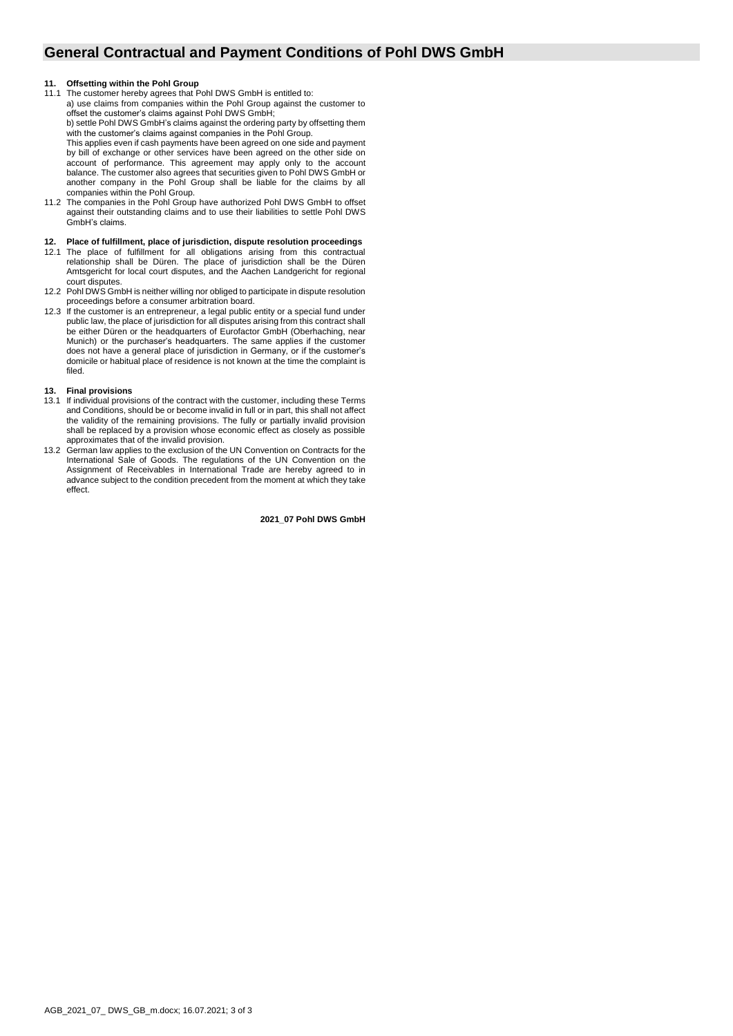# General Contractual and Payment Conditions of Pohl DWS GmbH

**11. Offsetting within the Pohl Group**

11.1 The customer hereby agrees that Pohl DWS GmbH is entitled to:
a) use claims from companies within the Pohl Group against the customer to offset the customer's claims against Pohl DWS GmbH;
b) settle Pohl DWS GmbH's claims against the ordering party by offsetting them with the customer's claims against companies in the Pohl Group.
This applies even if cash payments have been agreed on one side and payment by bill of exchange or other services have been agreed on the other side on account of performance. This agreement may apply only to the account balance. The customer also agrees that securities given to Pohl DWS GmbH or another company in the Pohl Group shall be liable for the claims by all companies within the Pohl Group.

11.2 The companies in the Pohl Group have authorized Pohl DWS GmbH to offset against their outstanding claims and to use their liabilities to settle Pohl DWS GmbH's claims.

**12. Place of fulfillment, place of jurisdiction, dispute resolution proceedings**

12.1 The place of fulfillment for all obligations arising from this contractual relationship shall be Düren. The place of jurisdiction shall be the Düren Amtsgericht for local court disputes, and the Aachen Landgericht for regional court disputes.

12.2 Pohl DWS GmbH is neither willing nor obliged to participate in dispute resolution proceedings before a consumer arbitration board.

12.3 If the customer is an entrepreneur, a legal public entity or a special fund under public law, the place of jurisdiction for all disputes arising from this contract shall be either Düren or the headquarters of Eurofactor GmbH (Oberhaching, near Munich) or the purchaser's headquarters. The same applies if the customer does not have a general place of jurisdiction in Germany, or if the customer's domicile or habitual place of residence is not known at the time the complaint is filed.

**13. Final provisions**

13.1 If individual provisions of the contract with the customer, including these Terms and Conditions, should be or become invalid in full or in part, this shall not affect the validity of the remaining provisions. The fully or partially invalid provision shall be replaced by a provision whose economic effect as closely as possible approximates that of the invalid provision.

13.2 German law applies to the exclusion of the UN Convention on Contracts for the International Sale of Goods. The regulations of the UN Convention on the Assignment of Receivables in International Trade are hereby agreed to in advance subject to the condition precedent from the moment at which they take effect.

**2021_07 Pohl DWS GmbH**